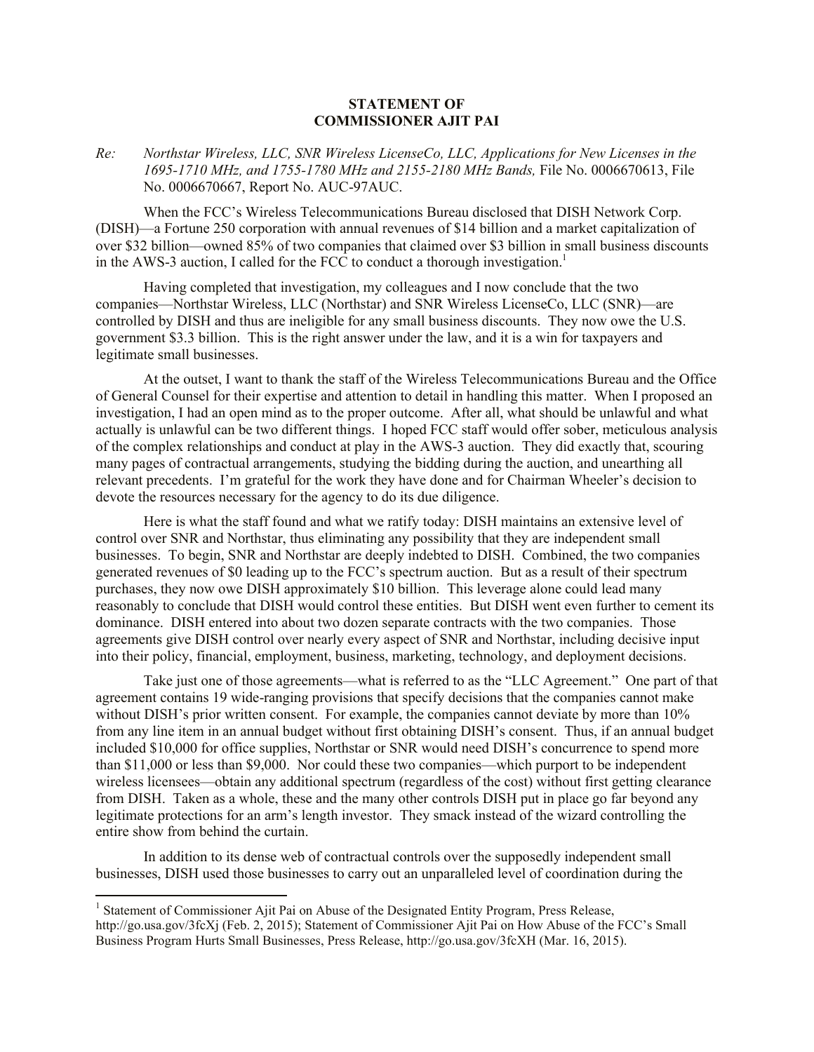**STATEMENT OF**
**COMMISSIONER AJIT PAI**

Re: *Northstar Wireless, LLC, SNR Wireless LicenseCo, LLC, Applications for New Licenses in the 1695-1710 MHz, and 1755-1780 MHz and 2155-2180 MHz Bands,* File No. 0006670613, File No. 0006670667, Report No. AUC-97AUC.

When the FCC's Wireless Telecommunications Bureau disclosed that DISH Network Corp. (DISH)—a Fortune 250 corporation with annual revenues of $14 billion and a market capitalization of over $32 billion—owned 85% of two companies that claimed over $3 billion in small business discounts in the AWS-3 auction, I called for the FCC to conduct a thorough investigation.[1]

Having completed that investigation, my colleagues and I now conclude that the two companies—Northstar Wireless, LLC (Northstar) and SNR Wireless LicenseCo, LLC (SNR)—are controlled by DISH and thus are ineligible for any small business discounts. They now owe the U.S. government $3.3 billion. This is the right answer under the law, and it is a win for taxpayers and legitimate small businesses.

At the outset, I want to thank the staff of the Wireless Telecommunications Bureau and the Office of General Counsel for their expertise and attention to detail in handling this matter. When I proposed an investigation, I had an open mind as to the proper outcome. After all, what should be unlawful and what actually is unlawful can be two different things. I hoped FCC staff would offer sober, meticulous analysis of the complex relationships and conduct at play in the AWS-3 auction. They did exactly that, scouring many pages of contractual arrangements, studying the bidding during the auction, and unearthing all relevant precedents. I'm grateful for the work they have done and for Chairman Wheeler's decision to devote the resources necessary for the agency to do its due diligence.

Here is what the staff found and what we ratify today: DISH maintains an extensive level of control over SNR and Northstar, thus eliminating any possibility that they are independent small businesses. To begin, SNR and Northstar are deeply indebted to DISH. Combined, the two companies generated revenues of $0 leading up to the FCC's spectrum auction. But as a result of their spectrum purchases, they now owe DISH approximately $10 billion. This leverage alone could lead many reasonably to conclude that DISH would control these entities. But DISH went even further to cement its dominance. DISH entered into about two dozen separate contracts with the two companies. Those agreements give DISH control over nearly every aspect of SNR and Northstar, including decisive input into their policy, financial, employment, business, marketing, technology, and deployment decisions.

Take just one of those agreements—what is referred to as the "LLC Agreement." One part of that agreement contains 19 wide-ranging provisions that specify decisions that the companies cannot make without DISH's prior written consent. For example, the companies cannot deviate by more than 10% from any line item in an annual budget without first obtaining DISH's consent. Thus, if an annual budget included $10,000 for office supplies, Northstar or SNR would need DISH's concurrence to spend more than $11,000 or less than $9,000. Nor could these two companies—which purport to be independent wireless licensees—obtain any additional spectrum (regardless of the cost) without first getting clearance from DISH. Taken as a whole, these and the many other controls DISH put in place go far beyond any legitimate protections for an arm's length investor. They smack instead of the wizard controlling the entire show from behind the curtain.

In addition to its dense web of contractual controls over the supposedly independent small businesses, DISH used those businesses to carry out an unparalleled level of coordination during the

---

[1] Statement of Commissioner Ajit Pai on Abuse of the Designated Entity Program, Press Release, http://go.usa.gov/3fcXj (Feb. 2, 2015); Statement of Commissioner Ajit Pai on How Abuse of the FCC's Small Business Program Hurts Small Businesses, Press Release, http://go.usa.gov/3fcXH (Mar. 16, 2015).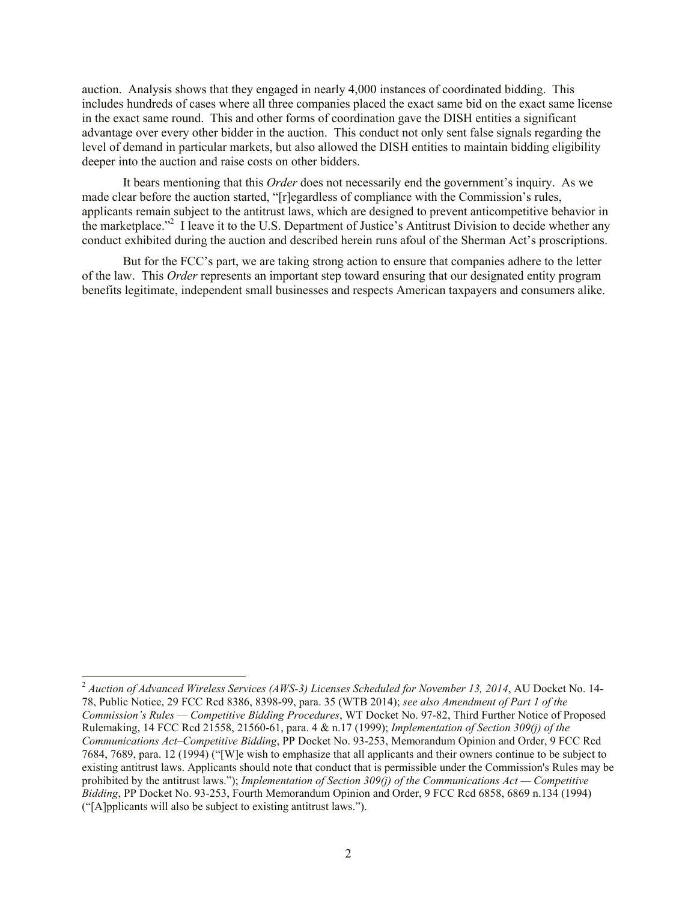auction. Analysis shows that they engaged in nearly 4,000 instances of coordinated bidding. This includes hundreds of cases where all three companies placed the exact same bid on the exact same license in the exact same round. This and other forms of coordination gave the DISH entities a significant advantage over every other bidder in the auction. This conduct not only sent false signals regarding the level of demand in particular markets, but also allowed the DISH entities to maintain bidding eligibility deeper into the auction and raise costs on other bidders.

It bears mentioning that this *Order* does not necessarily end the government's inquiry. As we made clear before the auction started, "[r]egardless of compliance with the Commission's rules, applicants remain subject to the antitrust laws, which are designed to prevent anticompetitive behavior in the marketplace."[2] I leave it to the U.S. Department of Justice's Antitrust Division to decide whether any conduct exhibited during the auction and described herein runs afoul of the Sherman Act's proscriptions.

But for the FCC's part, we are taking strong action to ensure that companies adhere to the letter of the law. This *Order* represents an important step toward ensuring that our designated entity program benefits legitimate, independent small businesses and respects American taxpayers and consumers alike.

---

[2] *Auction of Advanced Wireless Services (AWS-3) Licenses Scheduled for November 13, 2014*, AU Docket No. 14-78, Public Notice, 29 FCC Rcd 8386, 8398-99, para. 35 (WTB 2014); *see also Amendment of Part 1 of the Commission's Rules — Competitive Bidding Procedures*, WT Docket No. 97-82, Third Further Notice of Proposed Rulemaking, 14 FCC Rcd 21558, 21560-61, para. 4 & n.17 (1999); *Implementation of Section 309(j) of the Communications Act–Competitive Bidding*, PP Docket No. 93-253, Memorandum Opinion and Order, 9 FCC Rcd 7684, 7689, para. 12 (1994) ("[W]e wish to emphasize that all applicants and their owners continue to be subject to existing antitrust laws. Applicants should note that conduct that is permissible under the Commission's Rules may be prohibited by the antitrust laws."); *Implementation of Section 309(j) of the Communications Act — Competitive Bidding*, PP Docket No. 93-253, Fourth Memorandum Opinion and Order, 9 FCC Rcd 6858, 6869 n.134 (1994) ("[A]pplicants will also be subject to existing antitrust laws.").